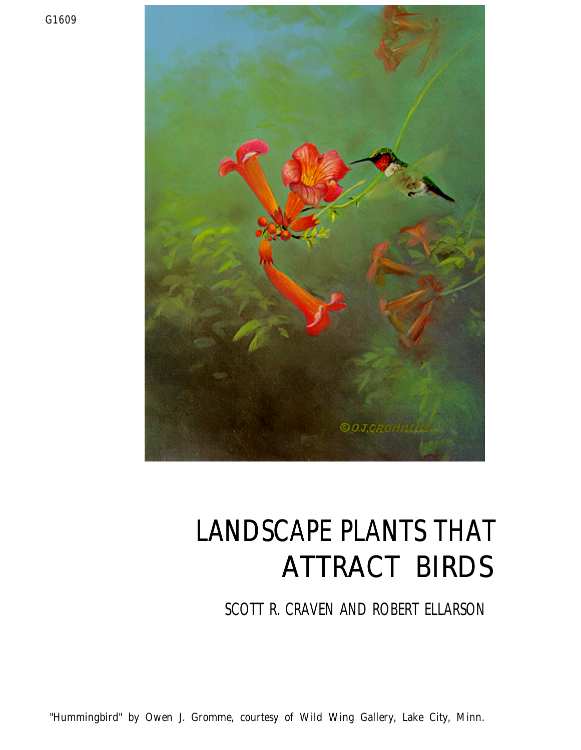G1609

# LANDSCAPE PLANTS THAT ATTRACT BIRDS

SCOTT R. CRAVEN AND ROBERT ELLARSON

"Hummingbird" by Owen J. Gromme, courtesy of Wild Wing Gallery, Lake City, Minn.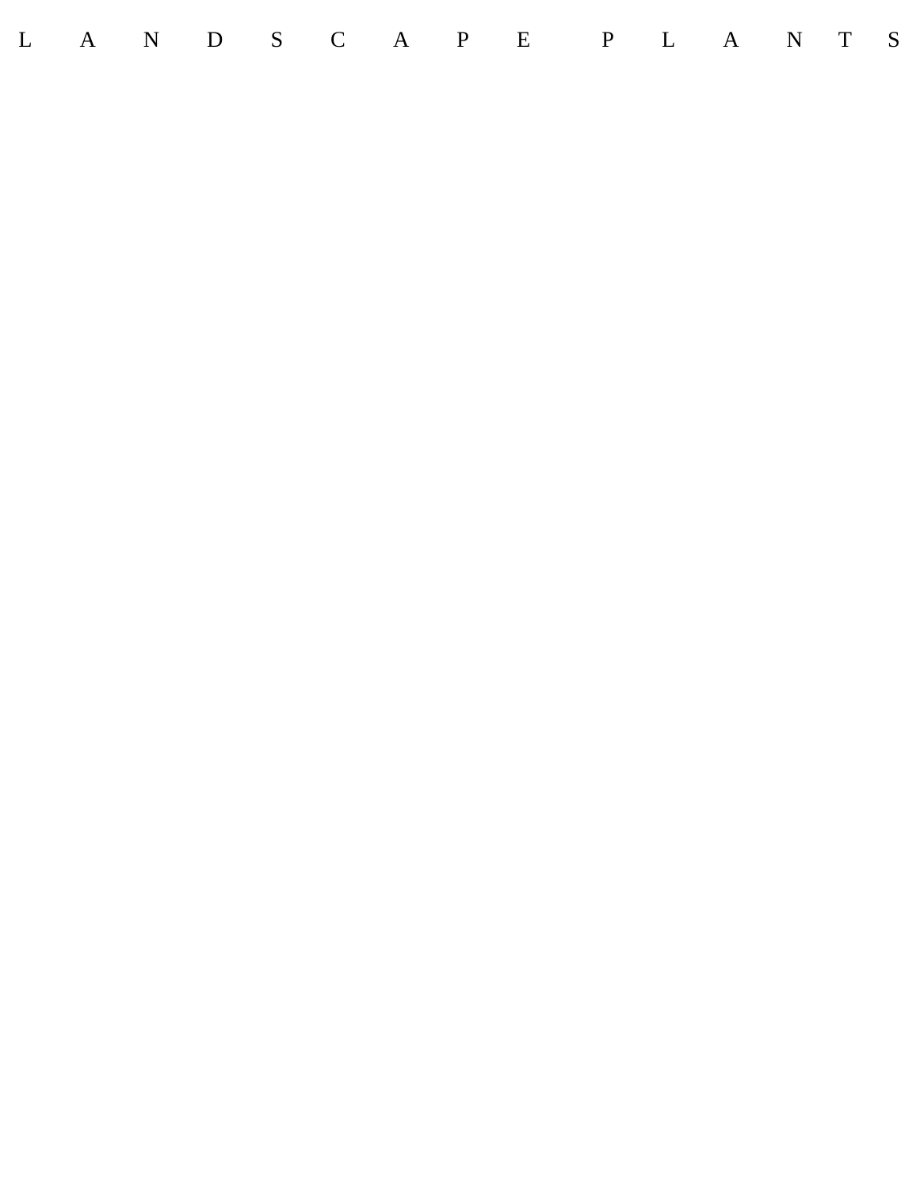# LANDSCAPE PLANTS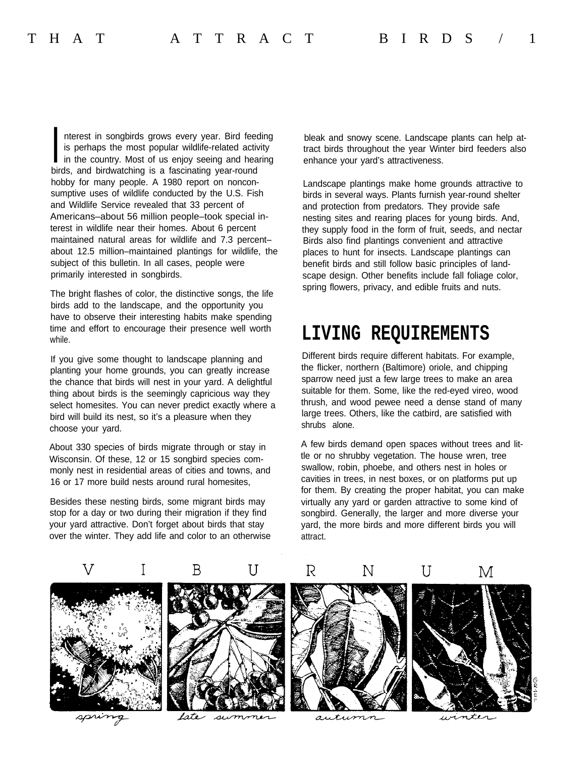Interest in songbirds grows every year. Bird feeding is perhaps the most popular wildlife-related activity in the country. Most of us enjoy seeing and hearing birds, and birdwatching is a fascinating year-round hobby for many people. A 1980 report on nonconsumptive uses of wildlife conducted by the U.S. Fish and Wildlife Service revealed that 33 percent of Americans–about 56 million people–took special interest in wildlife near their homes. About 6 percent maintained natural areas for wildlife and 7.3 percent–about 12.5 million–maintained plantings for wildlife, the subject of this bulletin. In all cases, people were primarily interested in songbirds.

The bright flashes of color, the distinctive songs, the life birds add to the landscape, and the opportunity you have to observe their interesting habits make spending time and effort to encourage their presence well worth while.

If you give some thought to landscape planning and planting your home grounds, you can greatly increase the chance that birds will nest in your yard. A delightful thing about birds is the seemingly capricious way they select homesites. You can never predict exactly where a bird will build its nest, so it's a pleasure when they choose your yard.

About 330 species of birds migrate through or stay in Wisconsin. Of these, 12 or 15 songbird species commonly nest in residential areas of cities and towns, and 16 or 17 more build nests around rural homesites,

Besides these nesting birds, some migrant birds may stop for a day or two during their migration if they find your yard attractive. Don't forget about birds that stay over the winter. They add life and color to an otherwise bleak and snowy scene. Landscape plants can help attract birds throughout the year Winter bird feeders also enhance your yard's attractiveness.

Landscape plantings make home grounds attractive to birds in several ways. Plants furnish year-round shelter and protection from predators. They provide safe nesting sites and rearing places for young birds. And, they supply food in the form of fruit, seeds, and nectar Birds also find plantings convenient and attractive places to hunt for insects. Landscape plantings can benefit birds and still follow basic principles of landscape design. Other benefits include fall foliage color, spring flowers, privacy, and edible fruits and nuts.

## LIVING REQUIREMENTS

Different birds require different habitats. For example, the flicker, northern (Baltimore) oriole, and chipping sparrow need just a few large trees to make an area suitable for them. Some, like the red-eyed vireo, wood thrush, and wood pewee need a dense stand of many large trees. Others, like the catbird, are satisfied with shrubs alone.

A few birds demand open spaces without trees and little or no shrubby vegetation. The house wren, tree swallow, robin, phoebe, and others nest in holes or cavities in trees, in nest boxes, or on platforms put up for them. By creating the proper habitat, you can make virtually any yard or garden attractive to some kind of songbird. Generally, the larger and more diverse your yard, the more birds and more different birds you will attract.

VIBURNUM

spring — late summer — autumn — winter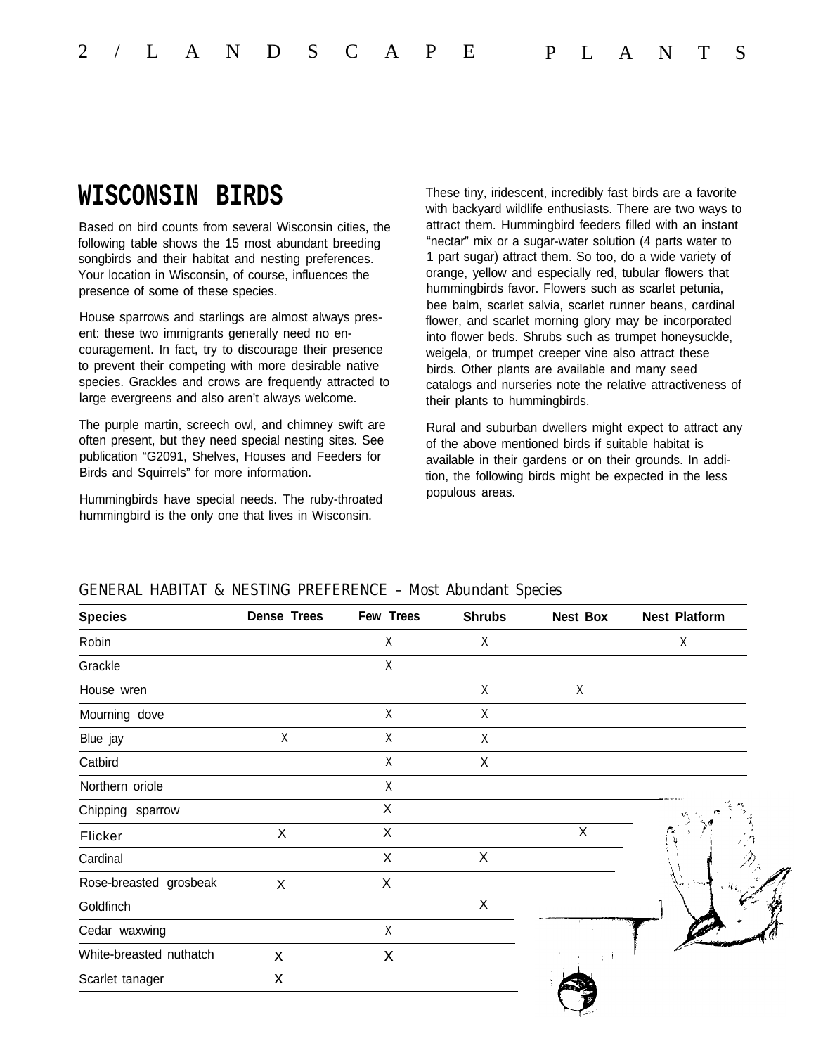## WISCONSIN BIRDS

Based on bird counts from several Wisconsin cities, the following table shows the 15 most abundant breeding songbirds and their habitat and nesting preferences. Your location in Wisconsin, of course, influences the presence of some of these species.

House sparrows and starlings are almost always present: these two immigrants generally need no encouragement. In fact, try to discourage their presence to prevent their competing with more desirable native species. Grackles and crows are frequently attracted to large evergreens and also aren't always welcome.

The purple martin, screech owl, and chimney swift are often present, but they need special nesting sites. See publication "G2091, Shelves, Houses and Feeders for Birds and Squirrels" for more information.

Hummingbirds have special needs. The ruby-throated hummingbird is the only one that lives in Wisconsin. These tiny, iridescent, incredibly fast birds are a favorite with backyard wildlife enthusiasts. There are two ways to attract them. Hummingbird feeders filled with an instant "nectar" mix or a sugar-water solution (4 parts water to 1 part sugar) attract them. So too, do a wide variety of orange, yellow and especially red, tubular flowers that hummingbirds favor. Flowers such as scarlet petunia, bee balm, scarlet salvia, scarlet runner beans, cardinal flower, and scarlet morning glory may be incorporated into flower beds. Shrubs such as trumpet honeysuckle, weigela, or trumpet creeper vine also attract these birds. Other plants are available and many seed catalogs and nurseries note the relative attractiveness of their plants to hummingbirds.

Rural and suburban dwellers might expect to attract any of the above mentioned birds if suitable habitat is available in their gardens or on their grounds. In addition, the following birds might be expected in the less populous areas.

GENERAL HABITAT & NESTING PREFERENCE – Most Abundant Species

| Species | Dense Trees | Few Trees | Shrubs | Nest Box | Nest Platform |
|---|---|---|---|---|---|
| Robin | | X | X | | X |
| Grackle | | X | | | |
| House wren | | | X | X | |
| Mourning dove | | X | X | | |
| Blue jay | X | X | X | | |
| Catbird | | X | X | | |
| Northern oriole | | X | | | |
| Chipping sparrow | | X | | | |
| Flicker | X | X | | X | |
| Cardinal | | X | X | | |
| Rose-breasted grosbeak | X | X | | | |
| Goldfinch | | | X | | |
| Cedar waxwing | | X | | | |
| White-breasted nuthatch | X | X | | | |
| Scarlet tanager | X | | | | |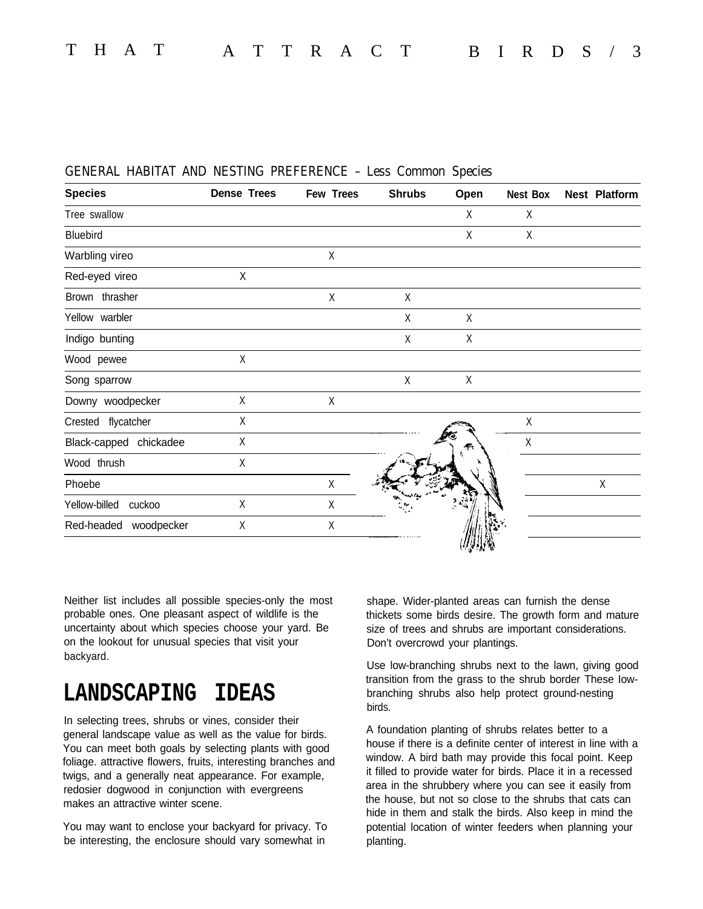GENERAL HABITAT AND NESTING PREFERENCE – Less Common Species

| Species | Dense Trees | Few Trees | Shrubs | Open | Nest Box | Nest Platform |
|---|---|---|---|---|---|---|
| Tree swallow | | | | X | X | |
| Bluebird | | | | X | X | |
| Warbling vireo | | X | | | | |
| Red-eyed vireo | X | | | | | |
| Brown thrasher | | X | X | | | |
| Yellow warbler | | | X | X | | |
| Indigo bunting | | | X | X | | |
| Wood pewee | X | | | | | |
| Song sparrow | | | X | X | | |
| Downy woodpecker | X | X | | | | |
| Crested flycatcher | X | | | | X | |
| Black-capped chickadee | X | | | | X | |
| Wood thrush | X | | | | | |
| Phoebe | | X | | | | X |
| Yellow-billed cuckoo | X | X | | | | |
| Red-headed woodpecker | X | X | | | | |

Neither list includes all possible species-only the most probable ones. One pleasant aspect of wildlife is the uncertainty about which species choose your yard. Be on the lookout for unusual species that visit your backyard.

## LANDSCAPING IDEAS

In selecting trees, shrubs or vines, consider their general landscape value as well as the value for birds. You can meet both goals by selecting plants with good foliage. attractive flowers, fruits, interesting branches and twigs, and a generally neat appearance. For example, redosier dogwood in conjunction with evergreens makes an attractive winter scene.

You may want to enclose your backyard for privacy. To be interesting, the enclosure should vary somewhat in shape. Wider-planted areas can furnish the dense thickets some birds desire. The growth form and mature size of trees and shrubs are important considerations. Don't overcrowd your plantings.

Use low-branching shrubs next to the lawn, giving good transition from the grass to the shrub border These low-branching shrubs also help protect ground-nesting birds.

A foundation planting of shrubs relates better to a house if there is a definite center of interest in line with a window. A bird bath may provide this focal point. Keep it filled to provide water for birds. Place it in a recessed area in the shrubbery where you can see it easily from the house, but not so close to the shrubs that cats can hide in them and stalk the birds. Also keep in mind the potential location of winter feeders when planning your planting.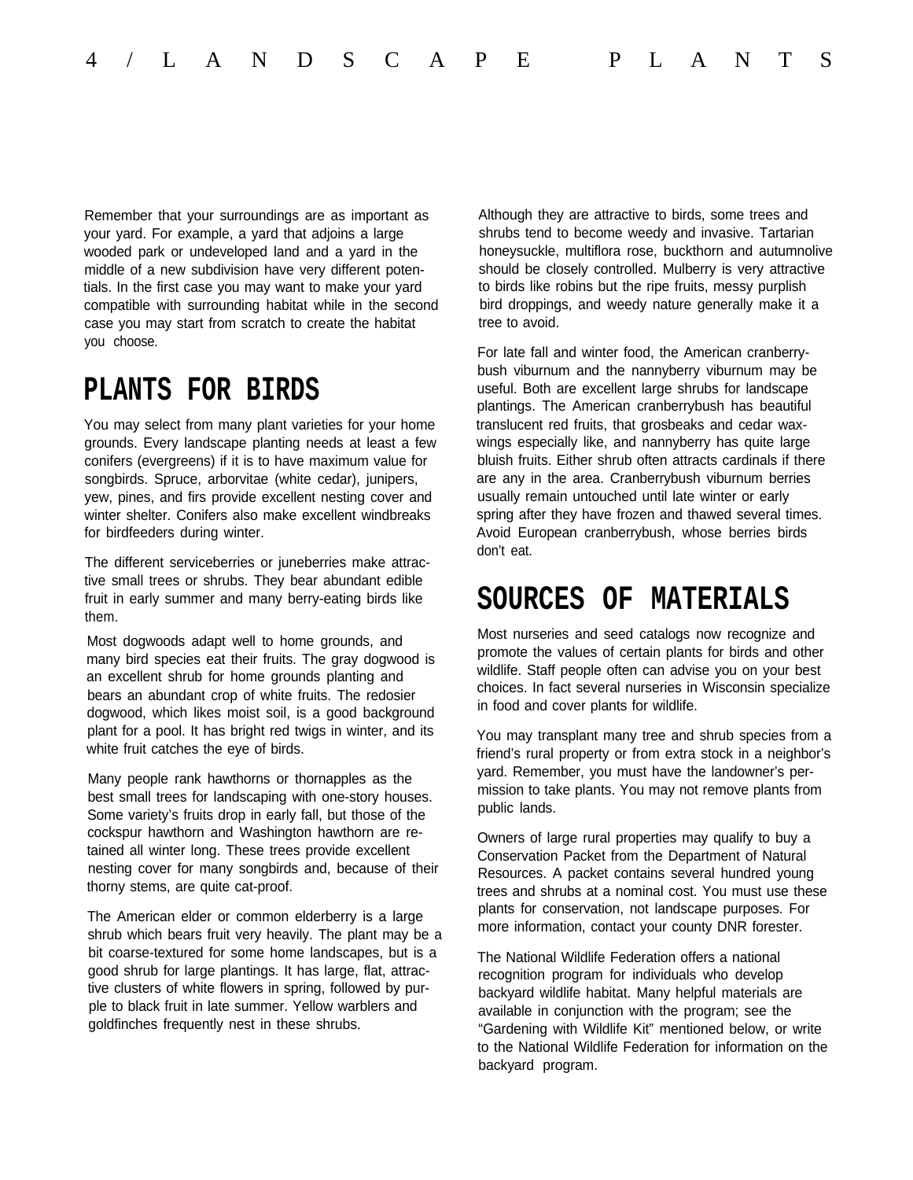Remember that your surroundings are as important as your yard. For example, a yard that adjoins a large wooded park or undeveloped land and a yard in the middle of a new subdivision have very different potentials. In the first case you may want to make your yard compatible with surrounding habitat while in the second case you may start from scratch to create the habitat you choose.

## PLANTS FOR BIRDS

You may select from many plant varieties for your home grounds. Every landscape planting needs at least a few conifers (evergreens) if it is to have maximum value for songbirds. Spruce, arborvitae (white cedar), junipers, yew, pines, and firs provide excellent nesting cover and winter shelter. Conifers also make excellent windbreaks for birdfeeders during winter.

The different serviceberries or juneberries make attractive small trees or shrubs. They bear abundant edible fruit in early summer and many berry-eating birds like them.

Most dogwoods adapt well to home grounds, and many bird species eat their fruits. The gray dogwood is an excellent shrub for home grounds planting and bears an abundant crop of white fruits. The redosier dogwood, which likes moist soil, is a good background plant for a pool. It has bright red twigs in winter, and its white fruit catches the eye of birds.

Many people rank hawthorns or thornapples as the best small trees for landscaping with one-story houses. Some variety's fruits drop in early fall, but those of the cockspur hawthorn and Washington hawthorn are retained all winter long. These trees provide excellent nesting cover for many songbirds and, because of their thorny stems, are quite cat-proof.

The American elder or common elderberry is a large shrub which bears fruit very heavily. The plant may be a bit coarse-textured for some home landscapes, but is a good shrub for large plantings. It has large, flat, attractive clusters of white flowers in spring, followed by purple to black fruit in late summer. Yellow warblers and goldfinches frequently nest in these shrubs.

Although they are attractive to birds, some trees and shrubs tend to become weedy and invasive. Tartarian honeysuckle, multiflora rose, buckthorn and autumnolive should be closely controlled. Mulberry is very attractive to birds like robins but the ripe fruits, messy purplish bird droppings, and weedy nature generally make it a tree to avoid.

For late fall and winter food, the American cranberrybush viburnum and the nannyberry viburnum may be useful. Both are excellent large shrubs for landscape plantings. The American cranberrybush has beautiful translucent red fruits, that grosbeaks and cedar waxwings especially like, and nannyberry has quite large bluish fruits. Either shrub often attracts cardinals if there are any in the area. Cranberrybush viburnum berries usually remain untouched until late winter or early spring after they have frozen and thawed several times. Avoid European cranberrybush, whose berries birds don't eat.

## SOURCES OF MATERIALS

Most nurseries and seed catalogs now recognize and promote the values of certain plants for birds and other wildlife. Staff people often can advise you on your best choices. In fact several nurseries in Wisconsin specialize in food and cover plants for wildlife.

You may transplant many tree and shrub species from a friend's rural property or from extra stock in a neighbor's yard. Remember, you must have the landowner's permission to take plants. You may not remove plants from public lands.

Owners of large rural properties may qualify to buy a Conservation Packet from the Department of Natural Resources. A packet contains several hundred young trees and shrubs at a nominal cost. You must use these plants for conservation, not landscape purposes. For more information, contact your county DNR forester.

The National Wildlife Federation offers a national recognition program for individuals who develop backyard wildlife habitat. Many helpful materials are available in conjunction with the program; see the "Gardening with Wildlife Kit" mentioned below, or write to the National Wildlife Federation for information on the backyard program.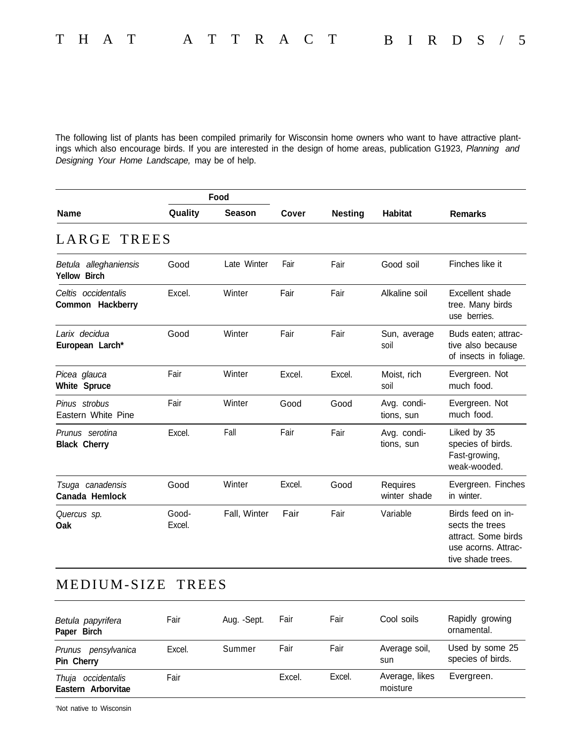The following list of plants has been compiled primarily for Wisconsin home owners who want to have attractive plantings which also encourage birds. If you are interested in the design of home areas, publication G1923, *Planning and Designing Your Home Landscape,* may be of help.

| Name | Food | | Cover | Nesting | Habitat | Remarks |
|---|---|---|---|---|---|---|
| | Quality | Season | | | | |
| **LARGE TREES** | | | | | | |
| *Betula alleghaniensis* **Yellow Birch** | Good | Late Winter | Fair | Fair | Good soil | Finches like it |
| *Celtis occidentalis* **Common Hackberry** | Excel. | Winter | Fair | Fair | Alkaline soil | Excellent shade tree. Many birds use berries. |
| *Larix decidua* **European Larch*** | Good | Winter | Fair | Fair | Sun, average soil | Buds eaten; attractive also because of insects in foliage. |
| *Picea glauca* **White Spruce** | Fair | Winter | Excel. | Excel. | Moist, rich soil | Evergreen. Not much food. |
| *Pinus strobus* Eastern White Pine | Fair | Winter | Good | Good | Avg. conditions, sun | Evergreen. Not much food. |
| *Prunus serotina* **Black Cherry** | Excel. | Fall | Fair | Fair | Avg. conditions, sun | Liked by 35 species of birds. Fast-growing, weak-wooded. |
| *Tsuga canadensis* **Canada Hemlock** | Good | Winter | Excel. | Good | Requires winter shade | Evergreen. Finches in winter. |
| *Quercus sp.* **Oak** | Good-Excel. | Fall, Winter | Fair | Fair | Variable | Birds feed on insects the trees attract. Some birds use acorns. Attractive shade trees. |
| **MEDIUM-SIZE TREES** | | | | | | |
| *Betula papyrifera* **Paper Birch** | Fair | Aug. -Sept. | Fair | Fair | Cool soils | Rapidly growing ornamental. |
| *Prunus pensylvanica* **Pin Cherry** | Excel. | Summer | Fair | Fair | Average soil, sun | Used by some 25 species of birds. |
| *Thuja occidentalis* **Eastern Arborvitae** | Fair | | Excel. | Excel. | Average, likes moisture | Evergreen. |

*Not native to Wisconsin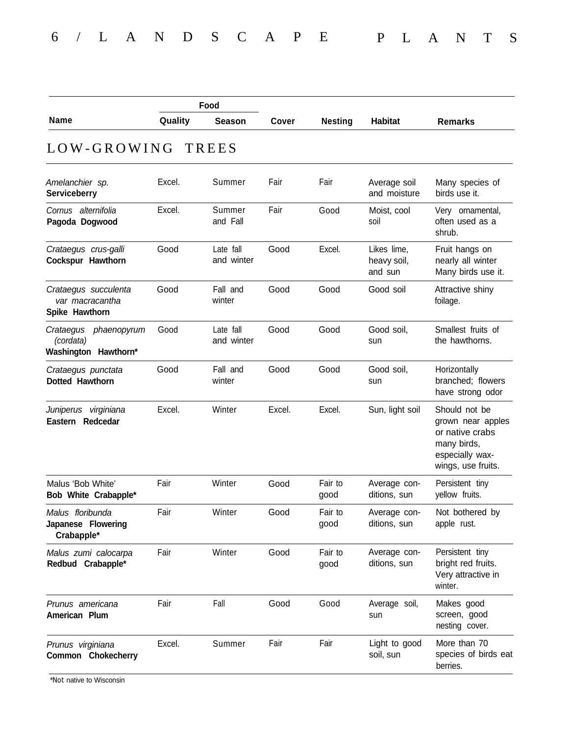| Name | Food Quality | Food Season | Cover | Nesting | Habitat | Remarks |
|---|---|---|---|---|---|---|
| **LOW-GROWING TREES** | | | | | | |
| *Amelanchier sp.* **Serviceberry** | Excel. | Summer | Fair | Fair | Average soil and moisture | Many species of birds use it. |
| *Cornus alternifolia* **Pagoda Dogwood** | Excel. | Summer and Fall | Fair | Good | Moist, cool soil | Very ornamental, often used as a shrub. |
| *Crataegus crus-galli* **Cockspur Hawthorn** | Good | Late fall and winter | Good | Excel. | Likes lime, heavy soil, and sun | Fruit hangs on nearly all winter Many birds use it. |
| *Crataegus succulenta var macracantha* **Spike Hawthorn** | Good | Fall and winter | Good | Good | Good soil | Attractive shiny foilage. |
| *Crataegus phaenopyrum (cordata)* **Washington Hawthorn*** | Good | Late fall and winter | Good | Good | Good soil, sun | Smallest fruits of the hawthorns. |
| *Crataegus punctata* **Dotted Hawthorn** | Good | Fall and winter | Good | Good | Good soil, sun | Horizontally branched; flowers have strong odor |
| *Juniperus virginiana* **Eastern Redcedar** | Excel. | Winter | Excel. | Excel. | Sun, light soil | Should not be grown near apples or native crabs many birds, especially wax-wings, use fruits. |
| Malus 'Bob White' **Bob White Crabapple*** | Fair | Winter | Good | Fair to good | Average conditions, sun | Persistent tiny yellow fruits. |
| *Malus floribunda* **Japanese Flowering Crabapple*** | Fair | Winter | Good | Fair to good | Average conditions, sun | Not bothered by apple rust. |
| *Malus zumi calocarpa* **Redbud Crabapple*** | Fair | Winter | Good | Fair to good | Average conditions, sun | Persistent tiny bright red fruits. Very attractive in winter. |
| *Prunus americana* **American Plum** | Fair | Fall | Good | Good | Average soil, sun | Makes good screen, good nesting cover. |
| *Prunus virginiana* **Common Chokecherry** | Excel. | Summer | Fair | Fair | Light to good soil, sun | More than 70 species of birds eat berries. |

*Not native to Wisconsin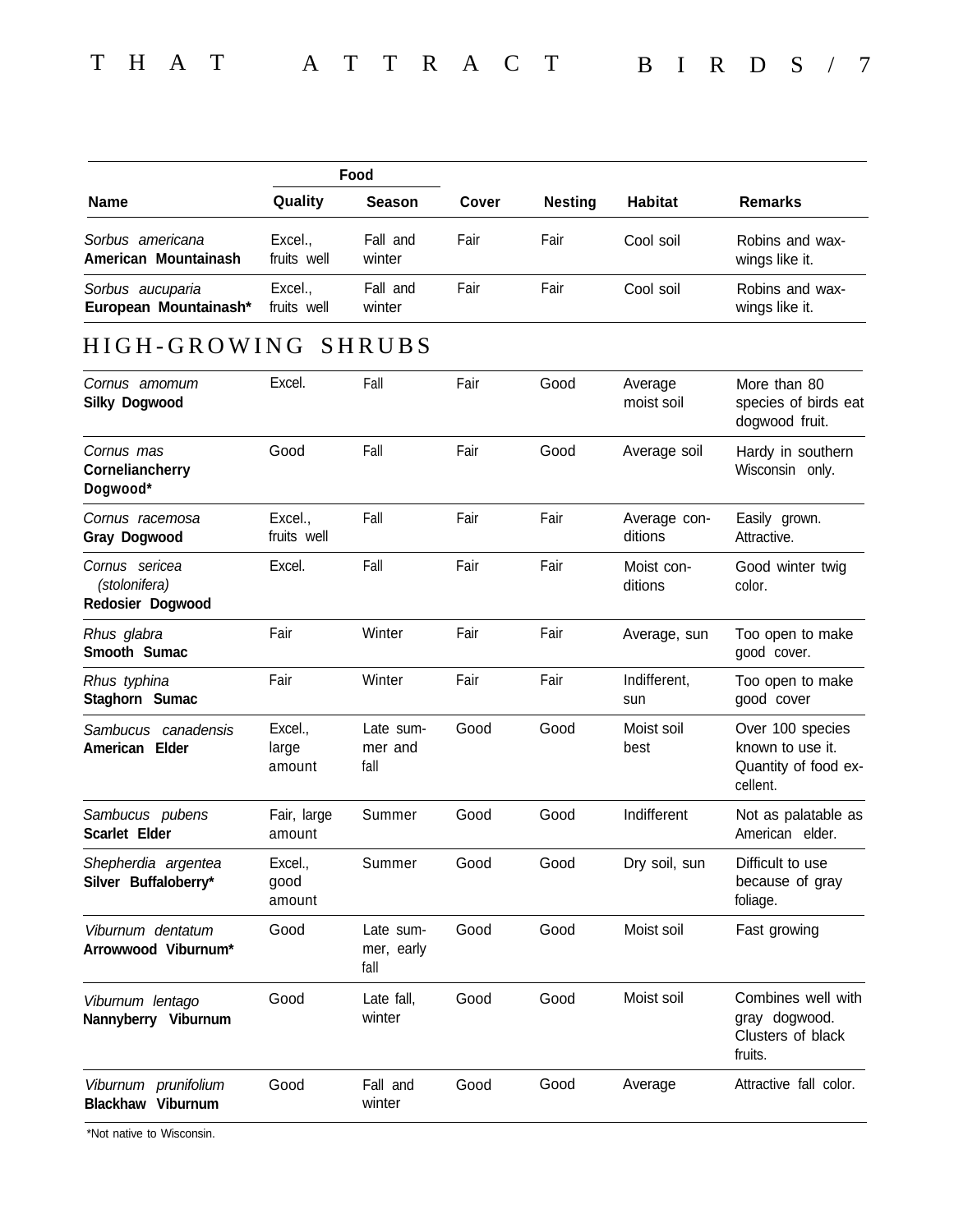| Name | Food | | Cover | Nesting | Habitat | Remarks |
|---|---|---|---|---|---|---|
| | Quality | Season | | | | |
| *Sorbus americana* **American Mountainash** | Excel., fruits well | Fall and winter | Fair | Fair | Cool soil | Robins and wax-wings like it. |
| *Sorbus aucuparia* **European Mountainash*** | Excel., fruits well | Fall and winter | Fair | Fair | Cool soil | Robins and wax-wings like it. |

## HIGH-GROWING SHRUBS

| Name | Quality | Season | Cover | Nesting | Habitat | Remarks |
|---|---|---|---|---|---|---|
| *Cornus amomum* **Silky Dogwood** | Excel. | Fall | Fair | Good | Average moist soil | More than 80 species of birds eat dogwood fruit. |
| *Cornus mas* **Corneliancherry Dogwood*** | Good | Fall | Fair | Good | Average soil | Hardy in southern Wisconsin only. |
| *Cornus racemosa* **Gray Dogwood** | Excel., fruits well | Fall | Fair | Fair | Average conditions | Easily grown. Attractive. |
| *Cornus sericea (stolonifera)* **Redosier Dogwood** | Excel. | Fall | Fair | Fair | Moist conditions | Good winter twig color. |
| *Rhus glabra* **Smooth Sumac** | Fair | Winter | Fair | Fair | Average, sun | Too open to make good cover. |
| *Rhus typhina* **Staghorn Sumac** | Fair | Winter | Fair | Fair | Indifferent, sun | Too open to make good cover |
| *Sambucus canadensis* **American Elder** | Excel., large amount | Late summer and fall | Good | Good | Moist soil best | Over 100 species known to use it. Quantity of food excellent. |
| *Sambucus pubens* **Scarlet Elder** | Fair, large amount | Summer | Good | Good | Indifferent | Not as palatable as American elder. |
| *Shepherdia argentea* **Silver Buffaloberry*** | Excel., good amount | Summer | Good | Good | Dry soil, sun | Difficult to use because of gray foliage. |
| *Viburnum dentatum* **Arrowwood Viburnum*** | Good | Late summer, early fall | Good | Good | Moist soil | Fast growing |
| *Viburnum lentago* **Nannyberry Viburnum** | Good | Late fall, winter | Good | Good | Moist soil | Combines well with gray dogwood. Clusters of black fruits. |
| *Viburnum prunifolium* **Blackhaw Viburnum** | Good | Fall and winter | Good | Good | Average | Attractive fall color. |

*Not native to Wisconsin.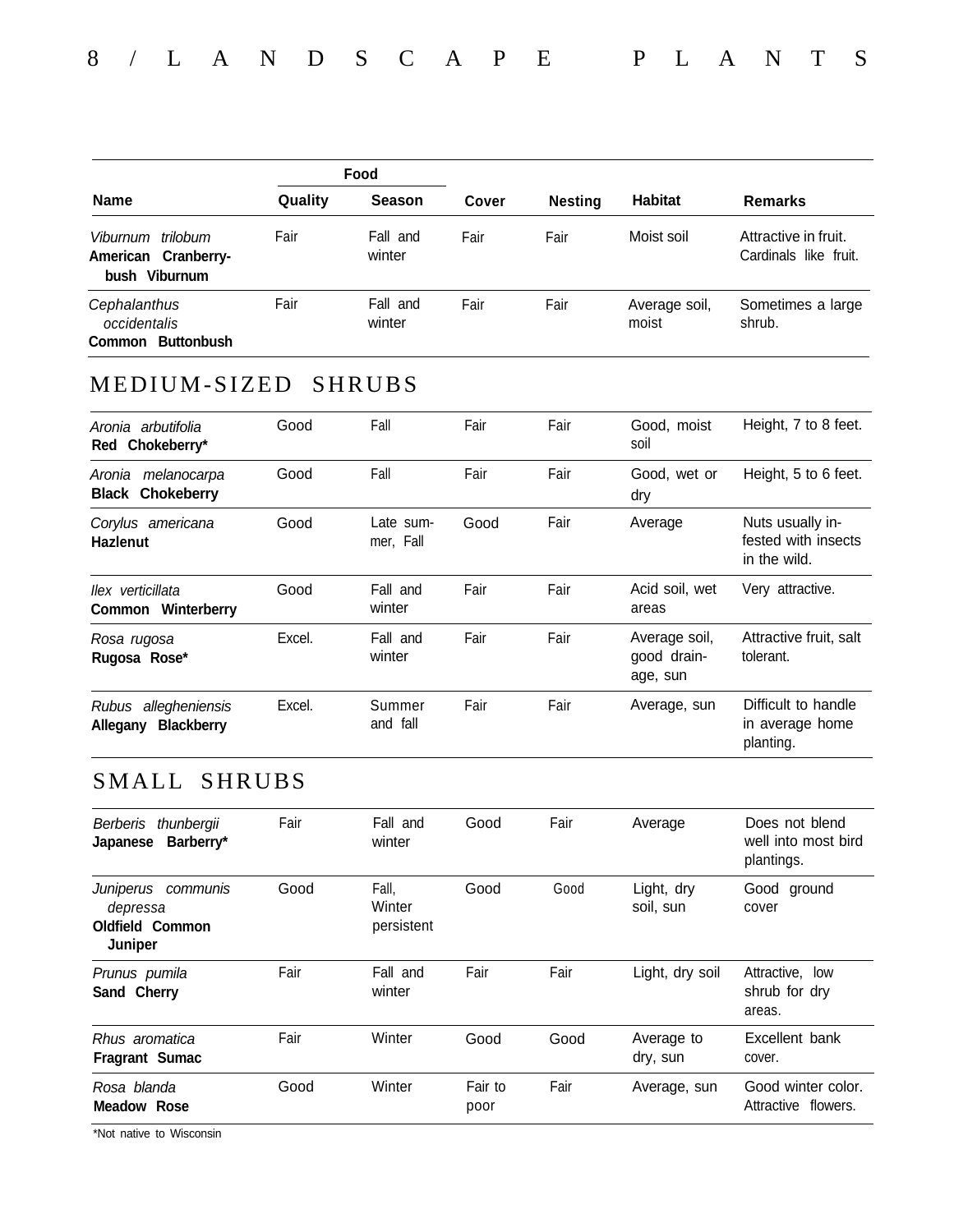| Name | Food | | Cover | Nesting | Habitat | Remarks |
|---|---|---|---|---|---|---|
| | Quality | Season | | | | |
| *Viburnum trilobum* **American Cranberry-bush Viburnum** | Fair | Fall and winter | Fair | Fair | Moist soil | Attractive in fruit. Cardinals like fruit. |
| *Cephalanthus occidentalis* **Common Buttonbush** | Fair | Fall and winter | Fair | Fair | Average soil, moist | Sometimes a large shrub. |

## MEDIUM-SIZED SHRUBS

| Name | Quality | Season | Cover | Nesting | Habitat | Remarks |
|---|---|---|---|---|---|---|
| *Aronia arbutifolia* **Red Chokeberry*** | Good | Fall | Fair | Fair | Good, moist soil | Height, 7 to 8 feet. |
| *Aronia melanocarpa* **Black Chokeberry** | Good | Fall | Fair | Fair | Good, wet or dry | Height, 5 to 6 feet. |
| *Corylus americana* **Hazlenut** | Good | Late summer, Fall | Good | Fair | Average | Nuts usually infested with insects in the wild. |
| *Ilex verticillata* **Common Winterberry** | Good | Fall and winter | Fair | Fair | Acid soil, wet areas | Very attractive. |
| *Rosa rugosa* **Rugosa Rose*** | Excel. | Fall and winter | Fair | Fair | Average soil, good drainage, sun | Attractive fruit, salt tolerant. |
| *Rubus allegheniensis* **Allegany Blackberry** | Excel. | Summer and fall | Fair | Fair | Average, sun | Difficult to handle in average home planting. |

## SMALL SHRUBS

| Name | Quality | Season | Cover | Nesting | Habitat | Remarks |
|---|---|---|---|---|---|---|
| *Berberis thunbergii* **Japanese Barberry*** | Fair | Fall and winter | Good | Fair | Average | Does not blend well into most bird plantings. |
| *Juniperus communis depressa* **Oldfield Common Juniper** | Good | Fall, Winter persistent | Good | Good | Light, dry soil, sun | Good ground cover |
| *Prunus pumila* **Sand Cherry** | Fair | Fall and winter | Fair | Fair | Light, dry soil | Attractive, low shrub for dry areas. |
| *Rhus aromatica* **Fragrant Sumac** | Fair | Winter | Good | Good | Average to dry, sun | Excellent bank cover. |
| *Rosa blanda* **Meadow Rose** | Good | Winter | Fair to poor | Fair | Average, sun | Good winter color. Attractive flowers. |

*Not native to Wisconsin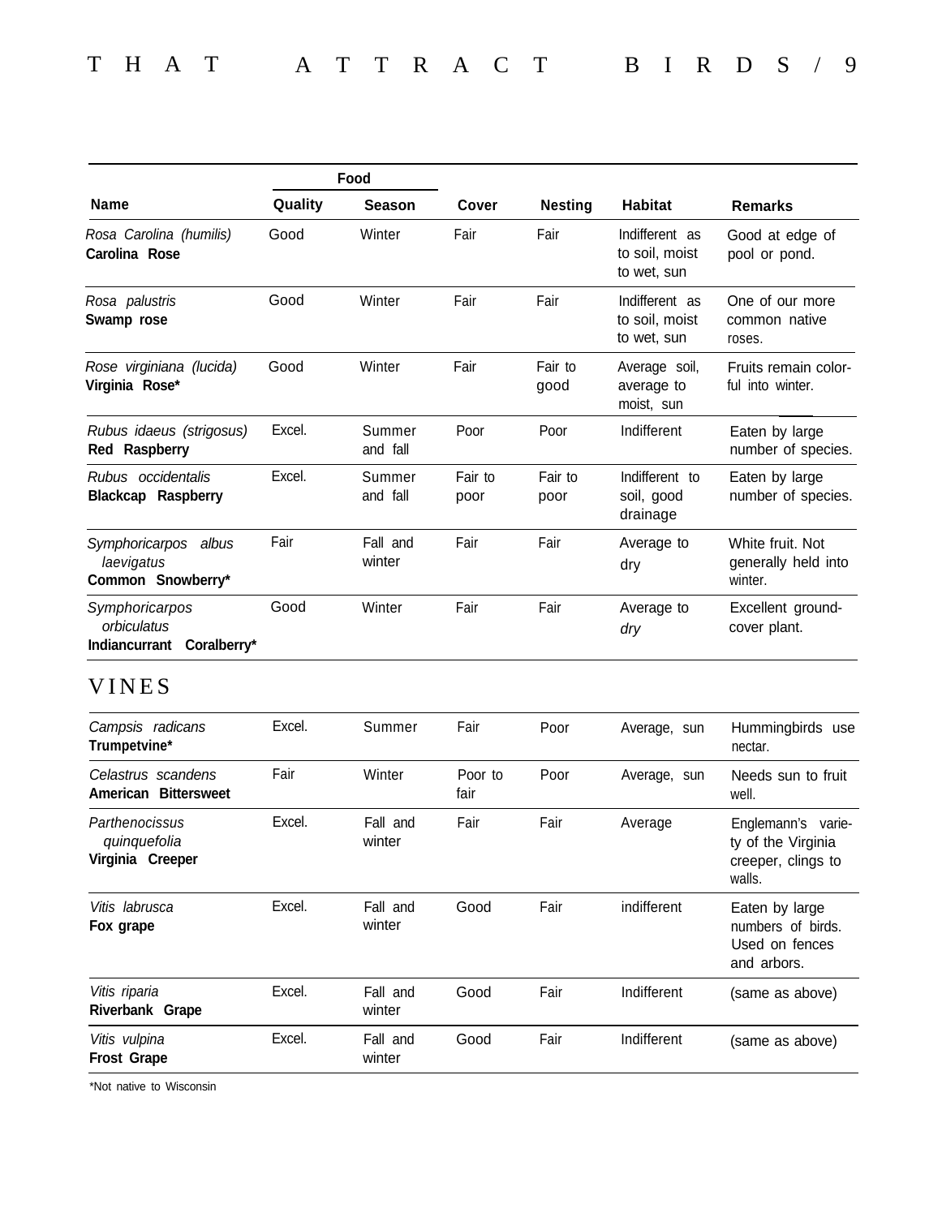| Name | Food Quality | Food Season | Cover | Nesting | Habitat | Remarks |
|---|---|---|---|---|---|---|
| *Rosa Carolina (humilis)* **Carolina Rose** | Good | Winter | Fair | Fair | Indifferent as to soil, moist to wet, sun | Good at edge of pool or pond. |
| *Rosa palustris* **Swamp rose** | Good | Winter | Fair | Fair | Indifferent as to soil, moist to wet, sun | One of our more common native roses. |
| *Rose virginiana (lucida)* **Virginia Rose*** | Good | Winter | Fair | Fair to good | Average soil, average to moist, sun | Fruits remain colorful into winter. |
| *Rubus idaeus (strigosus)* **Red Raspberry** | Excel. | Summer and fall | Poor | Poor | Indifferent | Eaten by large number of species. |
| *Rubus occidentalis* **Blackcap Raspberry** | Excel. | Summer and fall | Fair to poor | Fair to poor | Indifferent to soil, good drainage | Eaten by large number of species. |
| *Symphoricarpos albus laevigatus* **Common Snowberry*** | Fair | Fall and winter | Fair | Fair | Average to dry | White fruit. Not generally held into winter. |
| *Symphoricarpos orbiculatus* **Indiancurrant Coralberry*** | Good | Winter | Fair | Fair | Average to *dry* | Excellent ground-cover plant. |

## VINES

| Name | Food Quality | Food Season | Cover | Nesting | Habitat | Remarks |
|---|---|---|---|---|---|---|
| *Campsis radicans* **Trumpetvine*** | Excel. | Summer | Fair | Poor | Average, sun | Hummingbirds use nectar. |
| *Celastrus scandens* **American Bittersweet** | Fair | Winter | Poor to fair | Poor | Average, sun | Needs sun to fruit well. |
| *Parthenocissus quinquefolia* **Virginia Creeper** | Excel. | Fall and winter | Fair | Fair | Average | Englemann's variety of the Virginia creeper, clings to walls. |
| *Vitis labrusca* **Fox grape** | Excel. | Fall and winter | Good | Fair | indifferent | Eaten by large numbers of birds. Used on fences and arbors. |
| *Vitis riparia* **Riverbank Grape** | Excel. | Fall and winter | Good | Fair | Indifferent | (same as above) |
| *Vitis vulpina* **Frost Grape** | Excel. | Fall and winter | Good | Fair | Indifferent | (same as above) |

*Not native to Wisconsin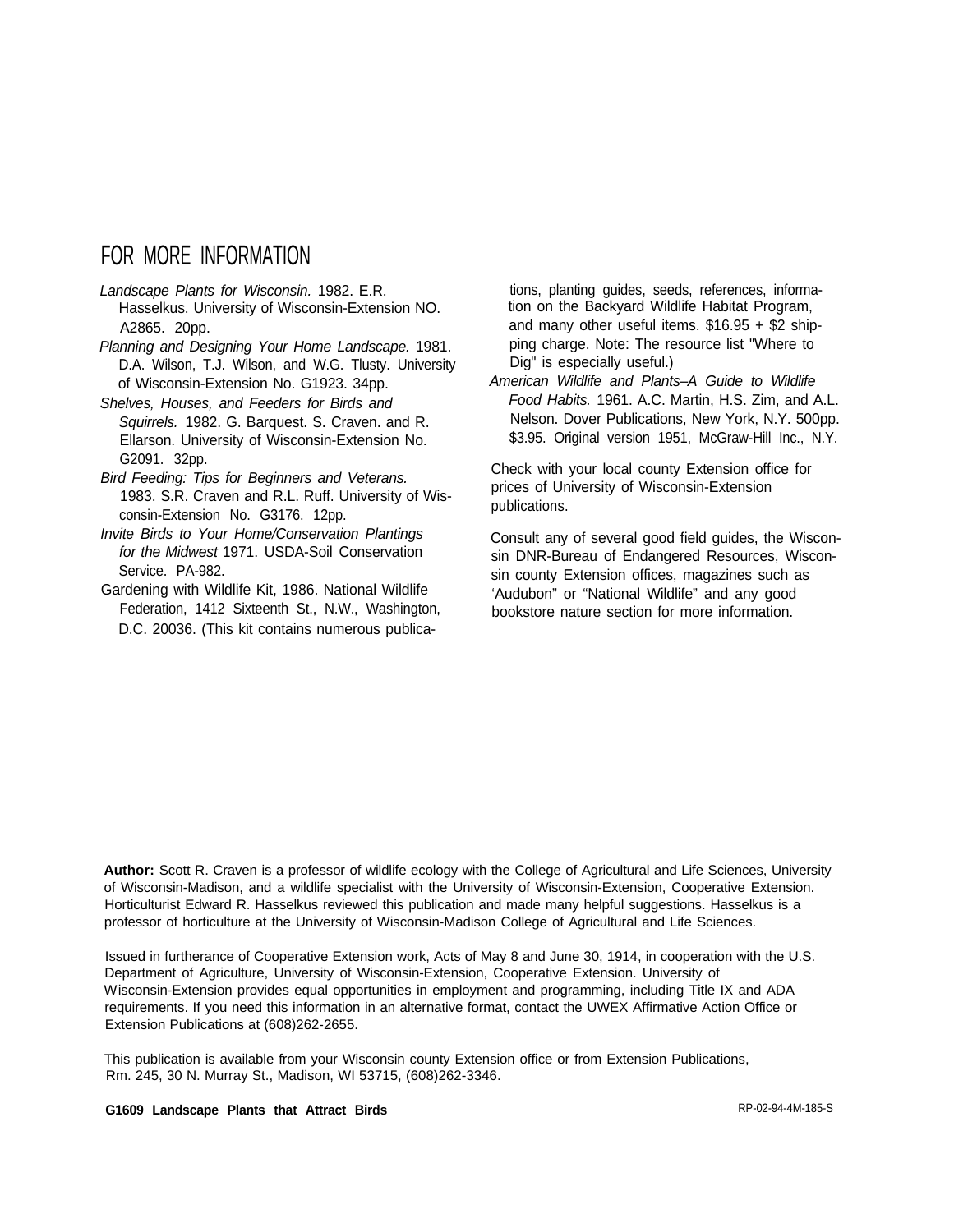## FOR MORE INFORMATION

*Landscape Plants for Wisconsin.* 1982. E.R. Hasselkus. University of Wisconsin-Extension NO. A2865. 20pp.

*Planning and Designing Your Home Landscape.* 1981. D.A. Wilson, T.J. Wilson, and W.G. Tlusty. University of Wisconsin-Extension No. G1923. 34pp.

*Shelves, Houses, and Feeders for Birds and Squirrels.* 1982. G. Barquest. S. Craven. and R. Ellarson. University of Wisconsin-Extension No. G2091. 32pp.

*Bird Feeding: Tips for Beginners and Veterans.* 1983. S.R. Craven and R.L. Ruff. University of Wisconsin-Extension No. G3176. 12pp.

*Invite Birds to Your Home/Conservation Plantings for the Midwest* 1971. USDA-Soil Conservation Service. PA-982.

Gardening with Wildlife Kit, 1986. National Wildlife Federation, 1412 Sixteenth St., N.W., Washington, D.C. 20036. (This kit contains numerous publications, planting guides, seeds, references, information on the Backyard Wildlife Habitat Program, and many other useful items. $16.95 + $2 shipping charge. Note: The resource list "Where to Dig" is especially useful.)

*American Wildlife and Plants–A Guide to Wildlife Food Habits.* 1961. A.C. Martin, H.S. Zim, and A.L. Nelson. Dover Publications, New York, N.Y. 500pp. $3.95. Original version 1951, McGraw-Hill Inc., N.Y.

Check with your local county Extension office for prices of University of Wisconsin-Extension publications.

Consult any of several good field guides, the Wisconsin DNR-Bureau of Endangered Resources, Wisconsin county Extension offices, magazines such as 'Audubon" or "National Wildlife" and any good bookstore nature section for more information.

**Author:** Scott R. Craven is a professor of wildlife ecology with the College of Agricultural and Life Sciences, University of Wisconsin-Madison, and a wildlife specialist with the University of Wisconsin-Extension, Cooperative Extension. Horticulturist Edward R. Hasselkus reviewed this publication and made many helpful suggestions. Hasselkus is a professor of horticulture at the University of Wisconsin-Madison College of Agricultural and Life Sciences.

Issued in furtherance of Cooperative Extension work, Acts of May 8 and June 30, 1914, in cooperation with the U.S. Department of Agriculture, University of Wisconsin-Extension, Cooperative Extension. University of Wisconsin-Extension provides equal opportunities in employment and programming, including Title IX and ADA requirements. If you need this information in an alternative format, contact the UWEX Affirmative Action Office or Extension Publications at (608)262-2655.

This publication is available from your Wisconsin county Extension office or from Extension Publications, Rm. 245, 30 N. Murray St., Madison, WI 53715, (608)262-3346.

**G1609 Landscape Plants that Attract Birds** RP-02-94-4M-185-S